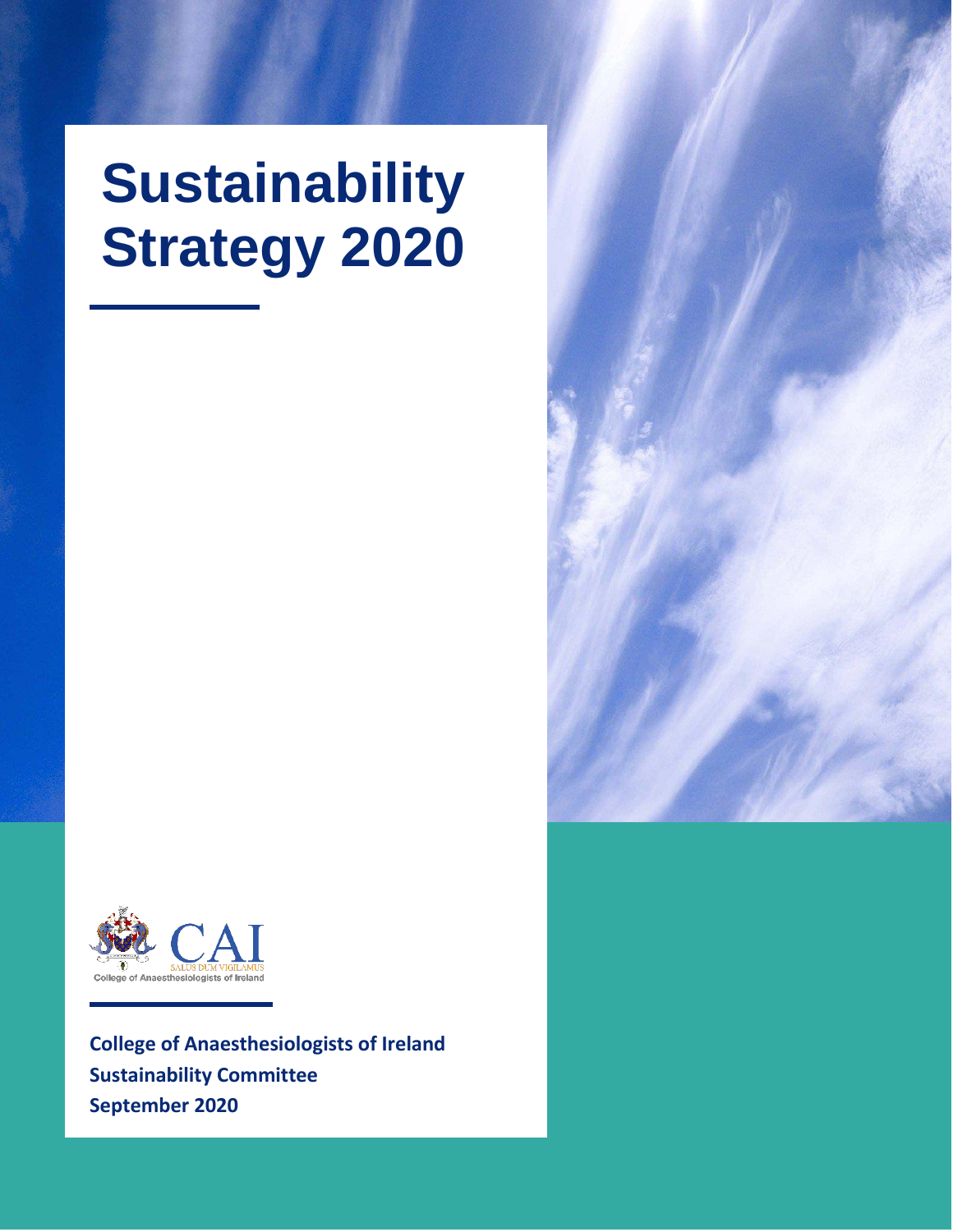# Sustainability Strategy 2020

CAI

SALUS DUM VIGILAMUS

College of Anaesthesiologists of Ireland

**College of Anaesthesiologists of Ireland**
**Sustainability Committee**
**September 2020**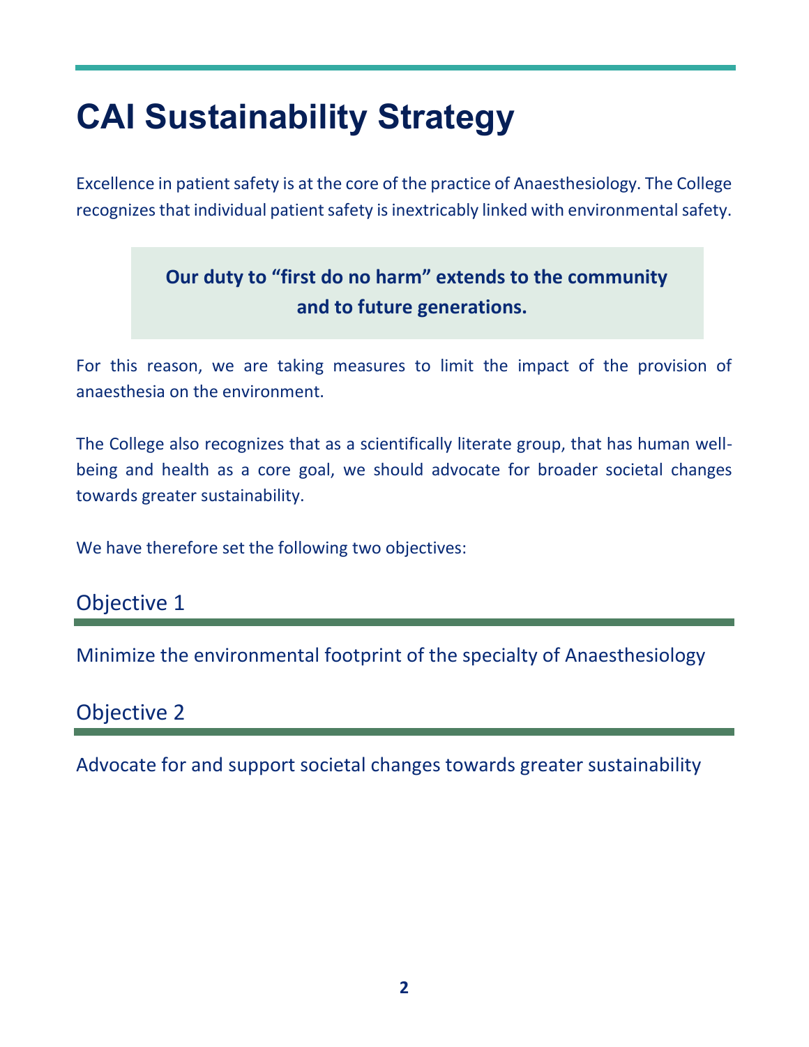# CAI Sustainability Strategy

Excellence in patient safety is at the core of the practice of Anaesthesiology. The College recognizes that individual patient safety is inextricably linked with environmental safety.

> **Our duty to "first do no harm" extends to the community and to future generations.**

For this reason, we are taking measures to limit the impact of the provision of anaesthesia on the environment.

The College also recognizes that as a scientifically literate group, that has human well-being and health as a core goal, we should advocate for broader societal changes towards greater sustainability.

We have therefore set the following two objectives:

## Objective 1

Minimize the environmental footprint of the specialty of Anaesthesiology

## Objective 2

Advocate for and support societal changes towards greater sustainability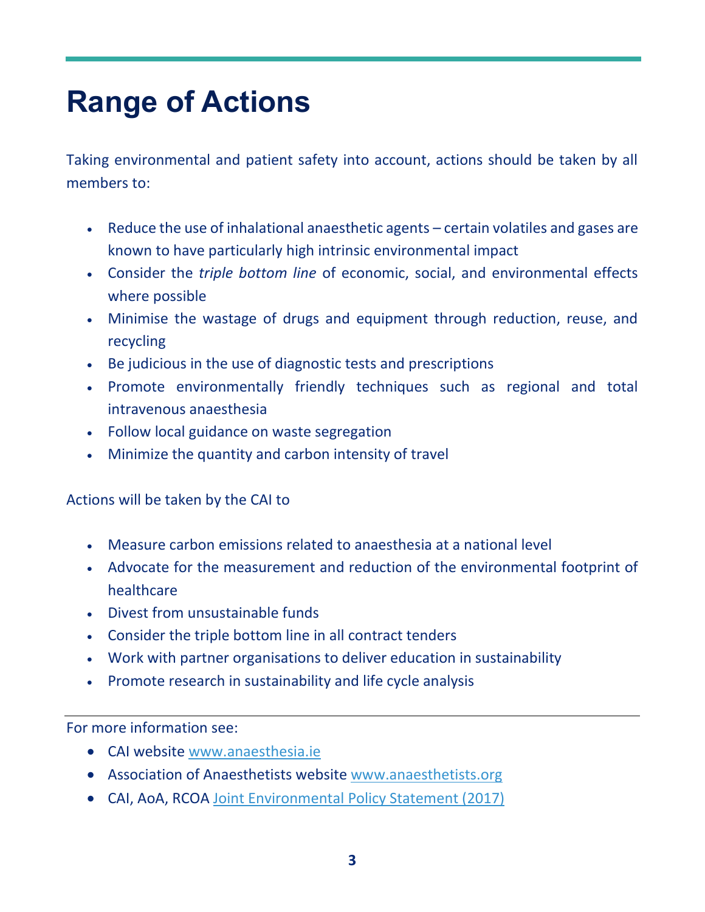# Range of Actions

Taking environmental and patient safety into account, actions should be taken by all members to:

- Reduce the use of inhalational anaesthetic agents – certain volatiles and gases are known to have particularly high intrinsic environmental impact
- Consider the *triple bottom line* of economic, social, and environmental effects where possible
- Minimise the wastage of drugs and equipment through reduction, reuse, and recycling
- Be judicious in the use of diagnostic tests and prescriptions
- Promote environmentally friendly techniques such as regional and total intravenous anaesthesia
- Follow local guidance on waste segregation
- Minimize the quantity and carbon intensity of travel

Actions will be taken by the CAI to

- Measure carbon emissions related to anaesthesia at a national level
- Advocate for the measurement and reduction of the environmental footprint of healthcare
- Divest from unsustainable funds
- Consider the triple bottom line in all contract tenders
- Work with partner organisations to deliver education in sustainability
- Promote research in sustainability and life cycle analysis

---

For more information see:

- CAI website [www.anaesthesia.ie](www.anaesthesia.ie)
- Association of Anaesthetists website [www.anaesthetists.org](www.anaesthetists.org)
- CAI, AoA, RCOA Joint Environmental Policy Statement (2017)